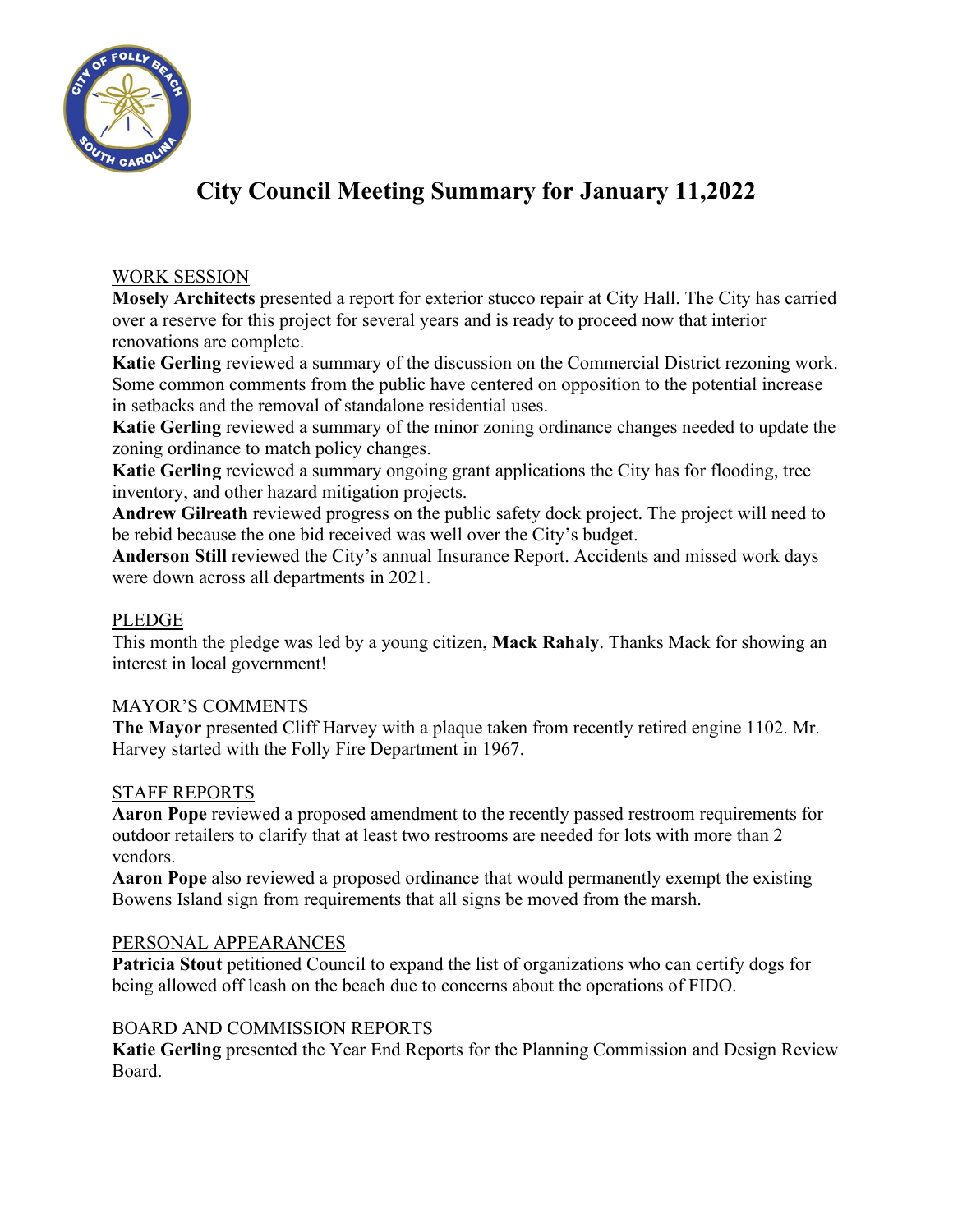# City Council Meeting Summary for January 11,2022

WORK SESSION

**Mosely Architects** presented a report for exterior stucco repair at City Hall. The City has carried over a reserve for this project for several years and is ready to proceed now that interior renovations are complete.

**Katie Gerling** reviewed a summary of the discussion on the Commercial District rezoning work. Some common comments from the public have centered on opposition to the potential increase in setbacks and the removal of standalone residential uses.

**Katie Gerling** reviewed a summary of the minor zoning ordinance changes needed to update the zoning ordinance to match policy changes.

**Katie Gerling** reviewed a summary ongoing grant applications the City has for flooding, tree inventory, and other hazard mitigation projects.

**Andrew Gilreath** reviewed progress on the public safety dock project. The project will need to be rebid because the one bid received was well over the City's budget.

**Anderson Still** reviewed the City's annual Insurance Report. Accidents and missed work days were down across all departments in 2021.

PLEDGE

This month the pledge was led by a young citizen, **Mack Rahaly**. Thanks Mack for showing an interest in local government!

MAYOR'S COMMENTS

**The Mayor** presented Cliff Harvey with a plaque taken from recently retired engine 1102. Mr. Harvey started with the Folly Fire Department in 1967.

STAFF REPORTS

**Aaron Pope** reviewed a proposed amendment to the recently passed restroom requirements for outdoor retailers to clarify that at least two restrooms are needed for lots with more than 2 vendors.

**Aaron Pope** also reviewed a proposed ordinance that would permanently exempt the existing Bowens Island sign from requirements that all signs be moved from the marsh.

PERSONAL APPEARANCES

**Patricia Stout** petitioned Council to expand the list of organizations who can certify dogs for being allowed off leash on the beach due to concerns about the operations of FIDO.

BOARD AND COMMISSION REPORTS

**Katie Gerling** presented the Year End Reports for the Planning Commission and Design Review Board.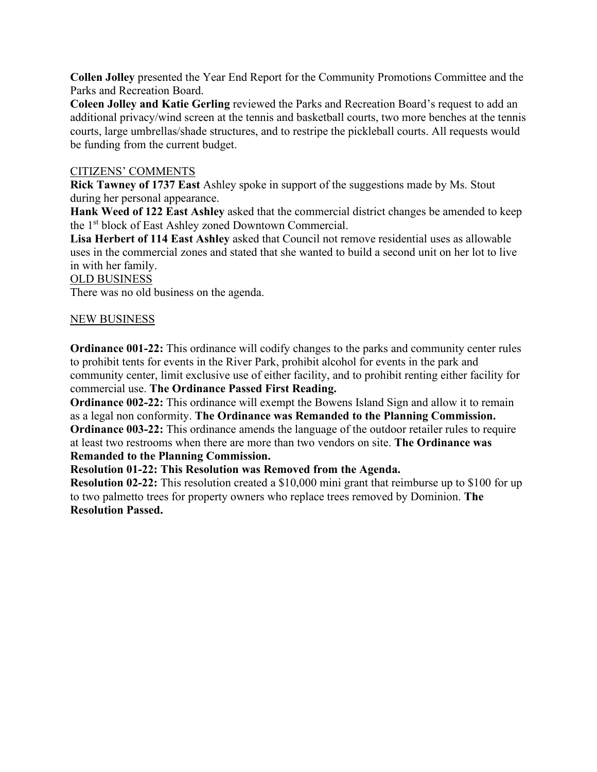**Collen Jolley** presented the Year End Report for the Community Promotions Committee and the Parks and Recreation Board.

**Coleen Jolley and Katie Gerling** reviewed the Parks and Recreation Board's request to add an additional privacy/wind screen at the tennis and basketball courts, two more benches at the tennis courts, large umbrellas/shade structures, and to restripe the pickleball courts. All requests would be funding from the current budget.

CITIZENS' COMMENTS

**Rick Tawney of 1737 East** Ashley spoke in support of the suggestions made by Ms. Stout during her personal appearance.

**Hank Weed of 122 East Ashley** asked that the commercial district changes be amended to keep the 1st block of East Ashley zoned Downtown Commercial.

**Lisa Herbert of 114 East Ashley** asked that Council not remove residential uses as allowable uses in the commercial zones and stated that she wanted to build a second unit on her lot to live in with her family.

OLD BUSINESS

There was no old business on the agenda.

NEW BUSINESS

**Ordinance 001-22:** This ordinance will codify changes to the parks and community center rules to prohibit tents for events in the River Park, prohibit alcohol for events in the park and community center, limit exclusive use of either facility, and to prohibit renting either facility for commercial use. **The Ordinance Passed First Reading.**

**Ordinance 002-22:** This ordinance will exempt the Bowens Island Sign and allow it to remain as a legal non conformity. **The Ordinance was Remanded to the Planning Commission.**

**Ordinance 003-22:** This ordinance amends the language of the outdoor retailer rules to require at least two restrooms when there are more than two vendors on site. **The Ordinance was Remanded to the Planning Commission.**

**Resolution 01-22: This Resolution was Removed from the Agenda.**

**Resolution 02-22:** This resolution created a $10,000 mini grant that reimburse up to $100 for up to two palmetto trees for property owners who replace trees removed by Dominion. **The Resolution Passed.**